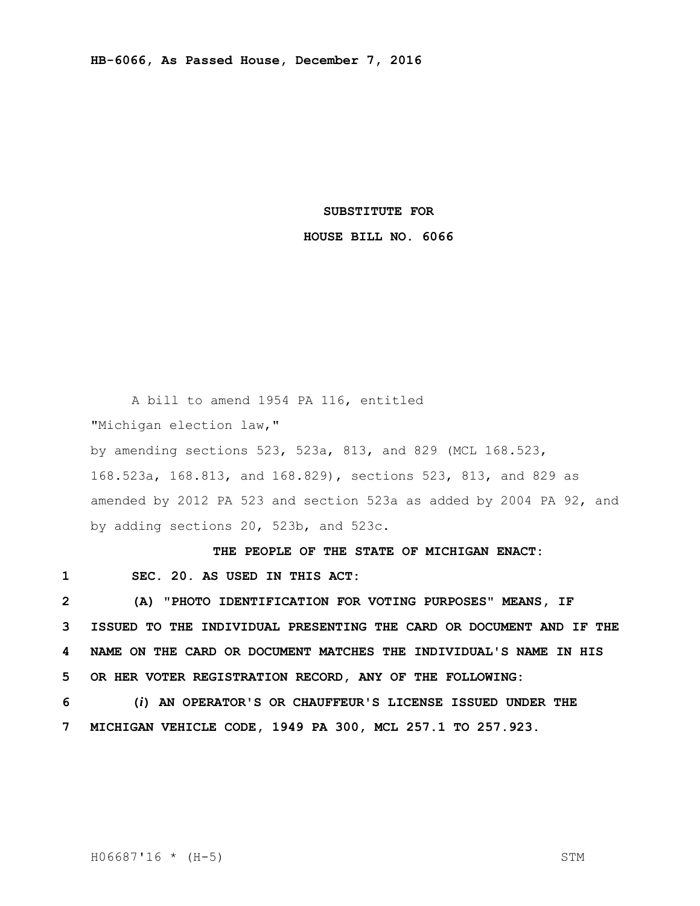**HB-6066, As Passed House, December 7, 2016**

**SUBSTITUTE FOR**

**HOUSE BILL NO. 6066**

A bill to amend 1954 PA 116, entitled

"Michigan election law,"

by amending sections 523, 523a, 813, and 829 (MCL 168.523, 168.523a, 168.813, and 168.829), sections 523, 813, and 829 as amended by 2012 PA 523 and section 523a as added by 2004 PA 92, and by adding sections 20, 523b, and 523c.

**THE PEOPLE OF THE STATE OF MICHIGAN ENACT:**

1 **SEC. 20. AS USED IN THIS ACT:**

2 **(A) "PHOTO IDENTIFICATION FOR VOTING PURPOSES" MEANS, IF**
3 **ISSUED TO THE INDIVIDUAL PRESENTING THE CARD OR DOCUMENT AND IF THE**
4 **NAME ON THE CARD OR DOCUMENT MATCHES THE INDIVIDUAL'S NAME IN HIS**
5 **OR HER VOTER REGISTRATION RECORD, ANY OF THE FOLLOWING:**

6 **(*i*) AN OPERATOR'S OR CHAUFFEUR'S LICENSE ISSUED UNDER THE**
7 **MICHIGAN VEHICLE CODE, 1949 PA 300, MCL 257.1 TO 257.923.**

H06687'16 * (H-5) STM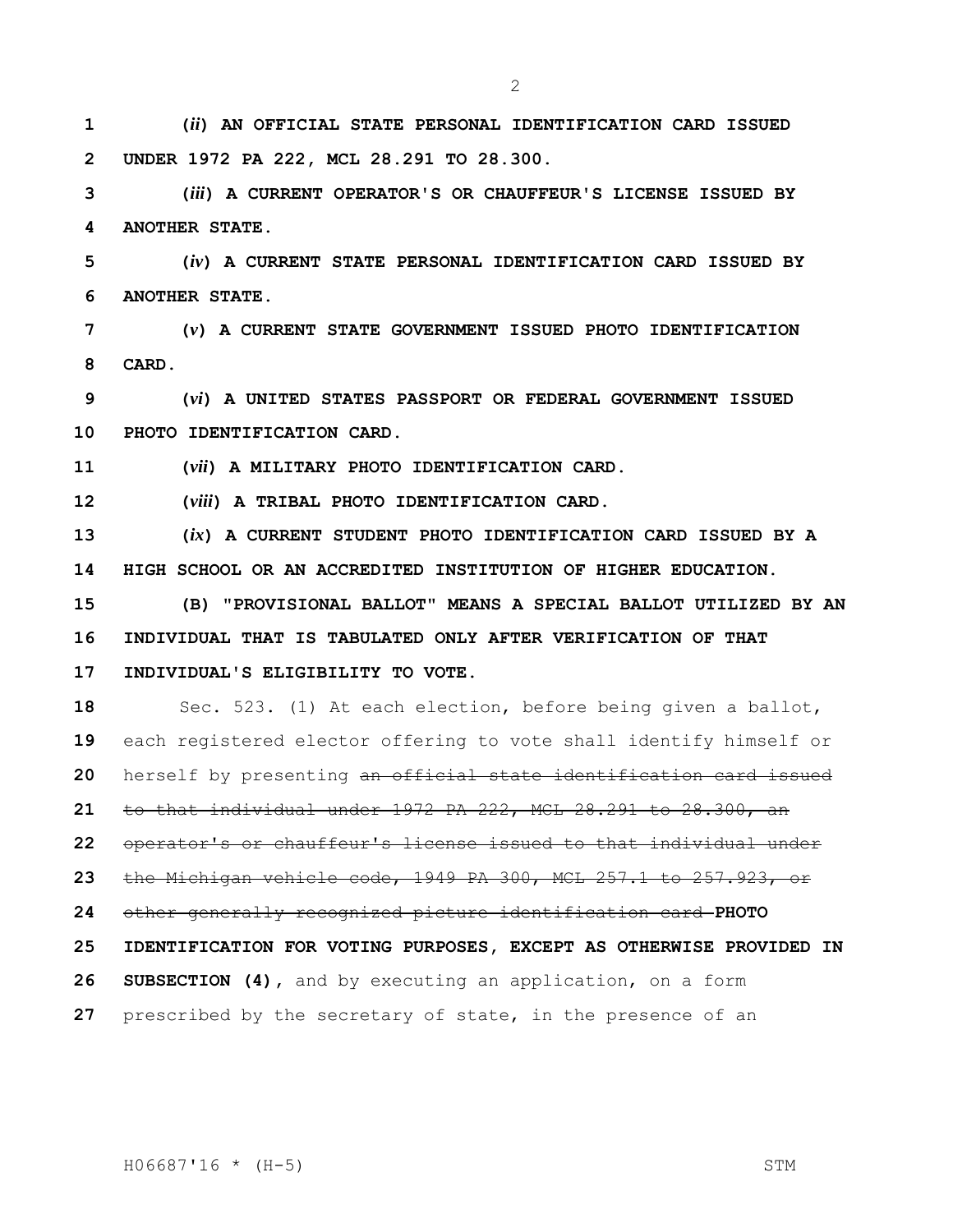(*ii*) **AN OFFICIAL STATE PERSONAL IDENTIFICATION CARD ISSUED UNDER 1972 PA 222, MCL 28.291 TO 28.300.**

(*iii*) **A CURRENT OPERATOR'S OR CHAUFFEUR'S LICENSE ISSUED BY ANOTHER STATE.**

(*iv*) **A CURRENT STATE PERSONAL IDENTIFICATION CARD ISSUED BY ANOTHER STATE.**

(*v*) **A CURRENT STATE GOVERNMENT ISSUED PHOTO IDENTIFICATION CARD.**

(*vi*) **A UNITED STATES PASSPORT OR FEDERAL GOVERNMENT ISSUED PHOTO IDENTIFICATION CARD.**

(*vii*) **A MILITARY PHOTO IDENTIFICATION CARD.**

(*viii*) **A TRIBAL PHOTO IDENTIFICATION CARD.**

(*ix*) **A CURRENT STUDENT PHOTO IDENTIFICATION CARD ISSUED BY A HIGH SCHOOL OR AN ACCREDITED INSTITUTION OF HIGHER EDUCATION.**

**(B) "PROVISIONAL BALLOT" MEANS A SPECIAL BALLOT UTILIZED BY AN INDIVIDUAL THAT IS TABULATED ONLY AFTER VERIFICATION OF THAT INDIVIDUAL'S ELIGIBILITY TO VOTE.**

Sec. 523. (1) At each election, before being given a ballot, each registered elector offering to vote shall identify himself or herself by presenting ~~an official state identification card issued to that individual under 1972 PA 222, MCL 28.291 to 28.300, an operator's or chauffeur's license issued to that individual under the Michigan vehicle code, 1949 PA 300, MCL 257.1 to 257.923, or other generally recognized picture identification card~~ **PHOTO IDENTIFICATION FOR VOTING PURPOSES, EXCEPT AS OTHERWISE PROVIDED IN SUBSECTION (4),** and by executing an application, on a form prescribed by the secretary of state, in the presence of an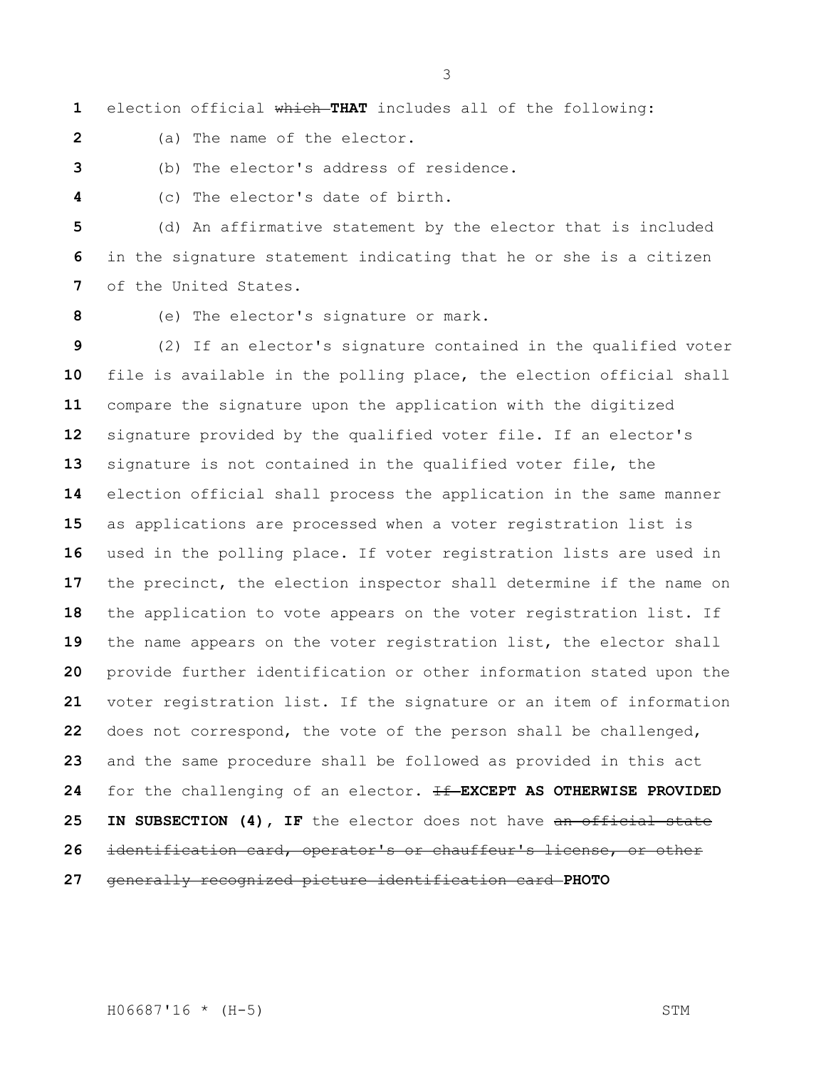election official ~~which~~ **THAT** includes all of the following:

(a) The name of the elector.

(b) The elector's address of residence.

(c) The elector's date of birth.

(d) An affirmative statement by the elector that is included in the signature statement indicating that he or she is a citizen of the United States.

(e) The elector's signature or mark.

(2) If an elector's signature contained in the qualified voter file is available in the polling place, the election official shall compare the signature upon the application with the digitized signature provided by the qualified voter file. If an elector's signature is not contained in the qualified voter file, the election official shall process the application in the same manner as applications are processed when a voter registration list is used in the polling place. If voter registration lists are used in the precinct, the election inspector shall determine if the name on the application to vote appears on the voter registration list. If the name appears on the voter registration list, the elector shall provide further identification or other information stated upon the voter registration list. If the signature or an item of information does not correspond, the vote of the person shall be challenged, and the same procedure shall be followed as provided in this act for the challenging of an elector. ~~If~~ **EXCEPT AS OTHERWISE PROVIDED IN SUBSECTION (4), IF** the elector does not have ~~an official state identification card, operator's or chauffeur's license, or other generally recognized picture identification card~~ **PHOTO**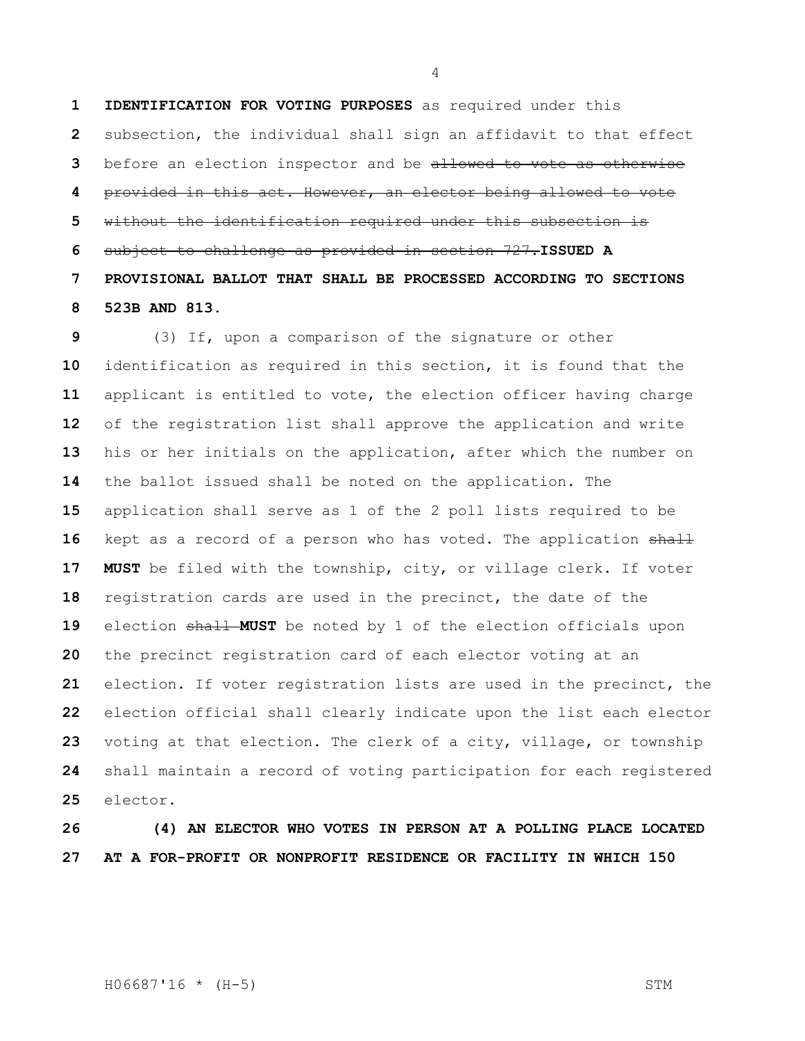**IDENTIFICATION FOR VOTING PURPOSES** as required under this subsection, the individual shall sign an affidavit to that effect before an election inspector and be ~~allowed to vote as otherwise provided in this act. However, an elector being allowed to vote without the identification required under this subsection is subject to challenge as provided in section 727.~~ **ISSUED A PROVISIONAL BALLOT THAT SHALL BE PROCESSED ACCORDING TO SECTIONS 523B AND 813.**

(3) If, upon a comparison of the signature or other identification as required in this section, it is found that the applicant is entitled to vote, the election officer having charge of the registration list shall approve the application and write his or her initials on the application, after which the number on the ballot issued shall be noted on the application. The application shall serve as 1 of the 2 poll lists required to be kept as a record of a person who has voted. The application ~~shall~~ **MUST** be filed with the township, city, or village clerk. If voter registration cards are used in the precinct, the date of the election ~~shall~~ **MUST** be noted by 1 of the election officials upon the precinct registration card of each elector voting at an election. If voter registration lists are used in the precinct, the election official shall clearly indicate upon the list each elector voting at that election. The clerk of a city, village, or township shall maintain a record of voting participation for each registered elector.

**(4) AN ELECTOR WHO VOTES IN PERSON AT A POLLING PLACE LOCATED AT A FOR-PROFIT OR NONPROFIT RESIDENCE OR FACILITY IN WHICH 150**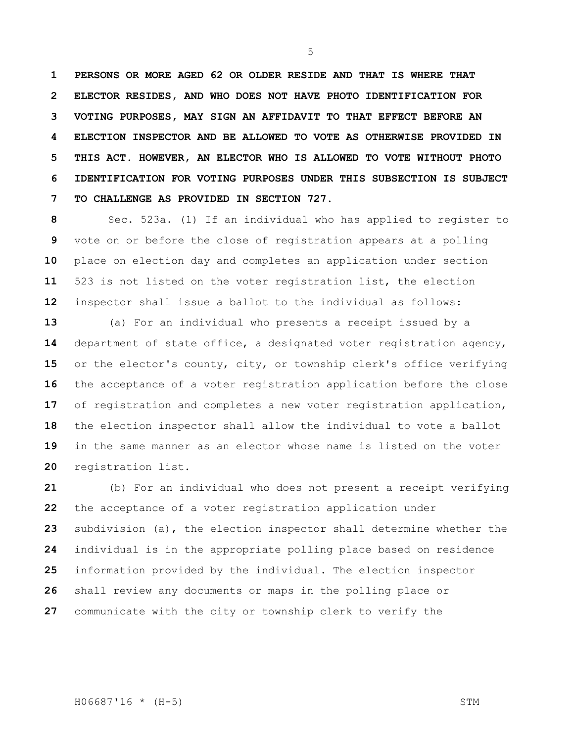**PERSONS OR MORE AGED 62 OR OLDER RESIDE AND THAT IS WHERE THAT ELECTOR RESIDES, AND WHO DOES NOT HAVE PHOTO IDENTIFICATION FOR VOTING PURPOSES, MAY SIGN AN AFFIDAVIT TO THAT EFFECT BEFORE AN ELECTION INSPECTOR AND BE ALLOWED TO VOTE AS OTHERWISE PROVIDED IN THIS ACT. HOWEVER, AN ELECTOR WHO IS ALLOWED TO VOTE WITHOUT PHOTO IDENTIFICATION FOR VOTING PURPOSES UNDER THIS SUBSECTION IS SUBJECT TO CHALLENGE AS PROVIDED IN SECTION 727.**

Sec. 523a. (1) If an individual who has applied to register to vote on or before the close of registration appears at a polling place on election day and completes an application under section 523 is not listed on the voter registration list, the election inspector shall issue a ballot to the individual as follows:

(a) For an individual who presents a receipt issued by a department of state office, a designated voter registration agency, or the elector's county, city, or township clerk's office verifying the acceptance of a voter registration application before the close of registration and completes a new voter registration application, the election inspector shall allow the individual to vote a ballot in the same manner as an elector whose name is listed on the voter registration list.

(b) For an individual who does not present a receipt verifying the acceptance of a voter registration application under subdivision (a), the election inspector shall determine whether the individual is in the appropriate polling place based on residence information provided by the individual. The election inspector shall review any documents or maps in the polling place or communicate with the city or township clerk to verify the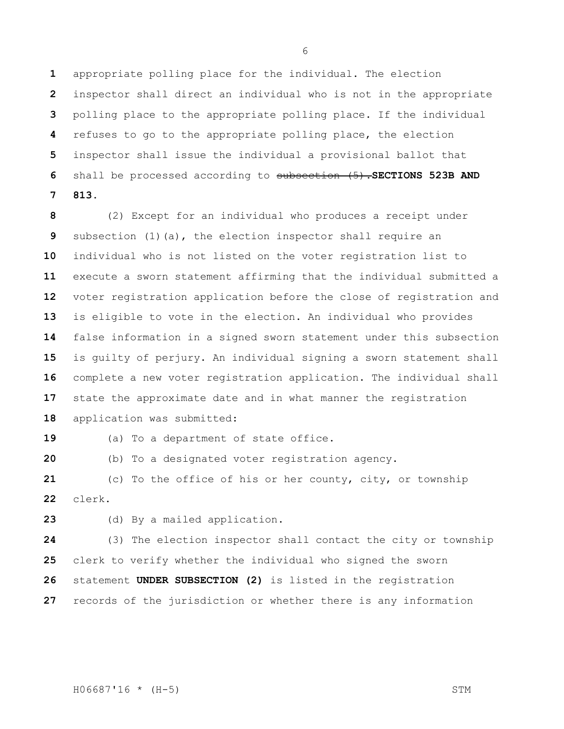appropriate polling place for the individual. The election inspector shall direct an individual who is not in the appropriate polling place to the appropriate polling place. If the individual refuses to go to the appropriate polling place, the election inspector shall issue the individual a provisional ballot that shall be processed according to ~~subsection (5).~~**SECTIONS 523B AND 813.**

(2) Except for an individual who produces a receipt under subsection (1)(a), the election inspector shall require an individual who is not listed on the voter registration list to execute a sworn statement affirming that the individual submitted a voter registration application before the close of registration and is eligible to vote in the election. An individual who provides false information in a signed sworn statement under this subsection is guilty of perjury. An individual signing a sworn statement shall complete a new voter registration application. The individual shall state the approximate date and in what manner the registration application was submitted:

(a) To a department of state office.

(b) To a designated voter registration agency.

(c) To the office of his or her county, city, or township clerk.

(d) By a mailed application.

(3) The election inspector shall contact the city or township clerk to verify whether the individual who signed the sworn statement **UNDER SUBSECTION (2)** is listed in the registration records of the jurisdiction or whether there is any information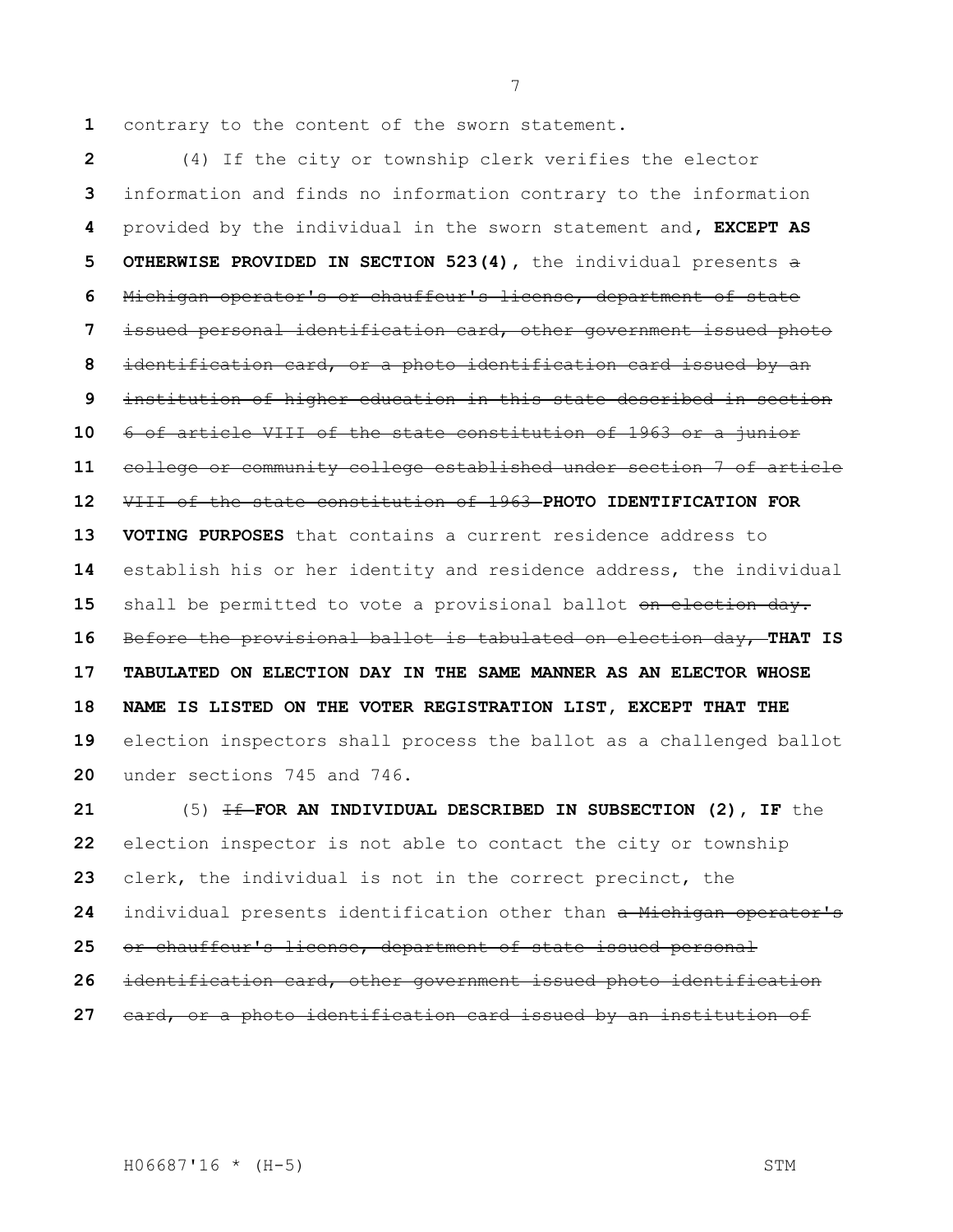contrary to the content of the sworn statement.

(4) If the city or township clerk verifies the elector information and finds no information contrary to the information provided by the individual in the sworn statement and, **EXCEPT AS OTHERWISE PROVIDED IN SECTION 523(4),** the individual presents ~~a Michigan operator's or chauffeur's license, department of state issued personal identification card, other government issued photo identification card, or a photo identification card issued by an institution of higher education in this state described in section 6 of article VIII of the state constitution of 1963 or a junior college or community college established under section 7 of article VIII of the state constitution of 1963~~ **PHOTO IDENTIFICATION FOR VOTING PURPOSES** that contains a current residence address to establish his or her identity and residence address, the individual shall be permitted to vote a provisional ballot ~~on election day. Before the provisional ballot is tabulated on election day,~~ **THAT IS TABULATED ON ELECTION DAY IN THE SAME MANNER AS AN ELECTOR WHOSE NAME IS LISTED ON THE VOTER REGISTRATION LIST, EXCEPT THAT THE** election inspectors shall process the ballot as a challenged ballot under sections 745 and 746.

(5) ~~If~~ **FOR AN INDIVIDUAL DESCRIBED IN SUBSECTION (2), IF** the election inspector is not able to contact the city or township clerk, the individual is not in the correct precinct, the individual presents identification other than ~~a Michigan operator's or chauffeur's license, department of state issued personal identification card, other government issued photo identification card, or a photo identification card issued by an institution of~~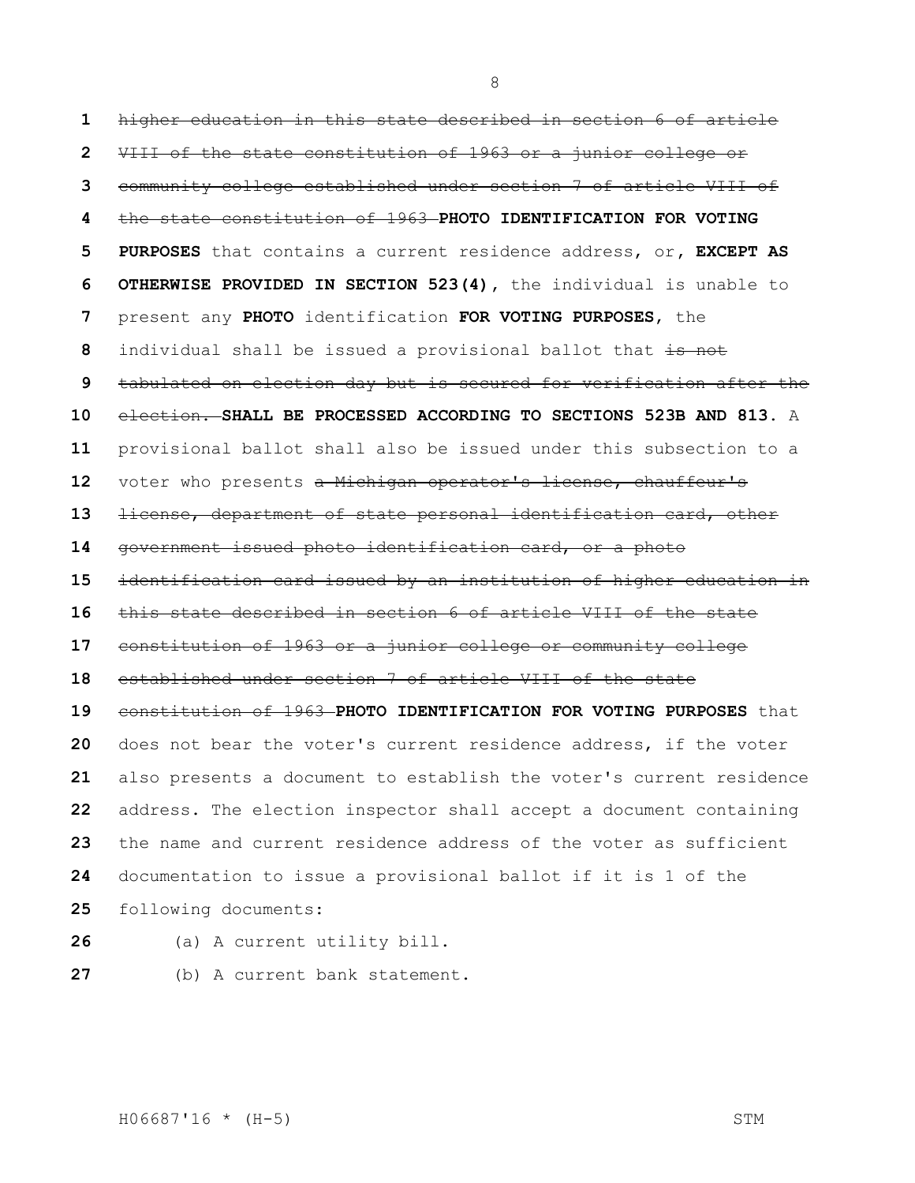~~higher education in this state described in section 6 of article VIII of the state constitution of 1963 or a junior college or community college established under section 7 of article VIII of the state constitution of 1963~~ **PHOTO IDENTIFICATION FOR VOTING PURPOSES** that contains a current residence address, or, **EXCEPT AS OTHERWISE PROVIDED IN SECTION 523(4),** the individual is unable to present any **PHOTO** identification **FOR VOTING PURPOSES**, the individual shall be issued a provisional ballot that ~~is not tabulated on election day but is secured for verification after the election.~~ **SHALL BE PROCESSED ACCORDING TO SECTIONS 523B AND 813.** A provisional ballot shall also be issued under this subsection to a voter who presents ~~a Michigan operator's license, chauffeur's license, department of state personal identification card, other government issued photo identification card, or a photo identification card issued by an institution of higher education in this state described in section 6 of article VIII of the state constitution of 1963 or a junior college or community college established under section 7 of article VIII of the state constitution of 1963~~ **PHOTO IDENTIFICATION FOR VOTING PURPOSES** that does not bear the voter's current residence address, if the voter also presents a document to establish the voter's current residence address. The election inspector shall accept a document containing the name and current residence address of the voter as sufficient documentation to issue a provisional ballot if it is 1 of the following documents:

(a) A current utility bill.

(b) A current bank statement.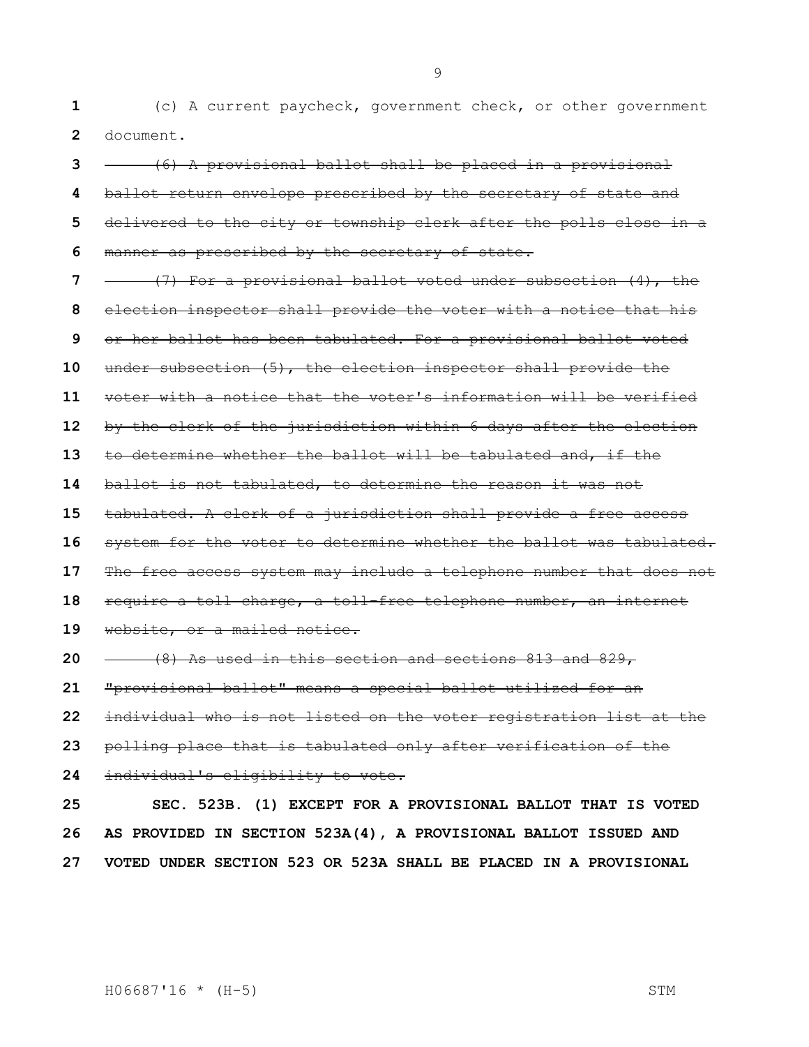(c) A current paycheck, government check, or other government document.

~~(6) A provisional ballot shall be placed in a provisional ballot return envelope prescribed by the secretary of state and delivered to the city or township clerk after the polls close in a manner as prescribed by the secretary of state.~~

~~(7) For a provisional ballot voted under subsection (4), the election inspector shall provide the voter with a notice that his or her ballot has been tabulated. For a provisional ballot voted under subsection (5), the election inspector shall provide the voter with a notice that the voter's information will be verified by the clerk of the jurisdiction within 6 days after the election to determine whether the ballot will be tabulated and, if the ballot is not tabulated, to determine the reason it was not tabulated. A clerk of a jurisdiction shall provide a free access system for the voter to determine whether the ballot was tabulated. The free access system may include a telephone number that does not require a toll charge, a toll-free telephone number, an internet website, or a mailed notice.~~

~~(8) As used in this section and sections 813 and 829, "provisional ballot" means a special ballot utilized for an individual who is not listed on the voter registration list at the polling place that is tabulated only after verification of the individual's eligibility to vote.~~

**SEC. 523B. (1) EXCEPT FOR A PROVISIONAL BALLOT THAT IS VOTED AS PROVIDED IN SECTION 523A(4), A PROVISIONAL BALLOT ISSUED AND VOTED UNDER SECTION 523 OR 523A SHALL BE PLACED IN A PROVISIONAL**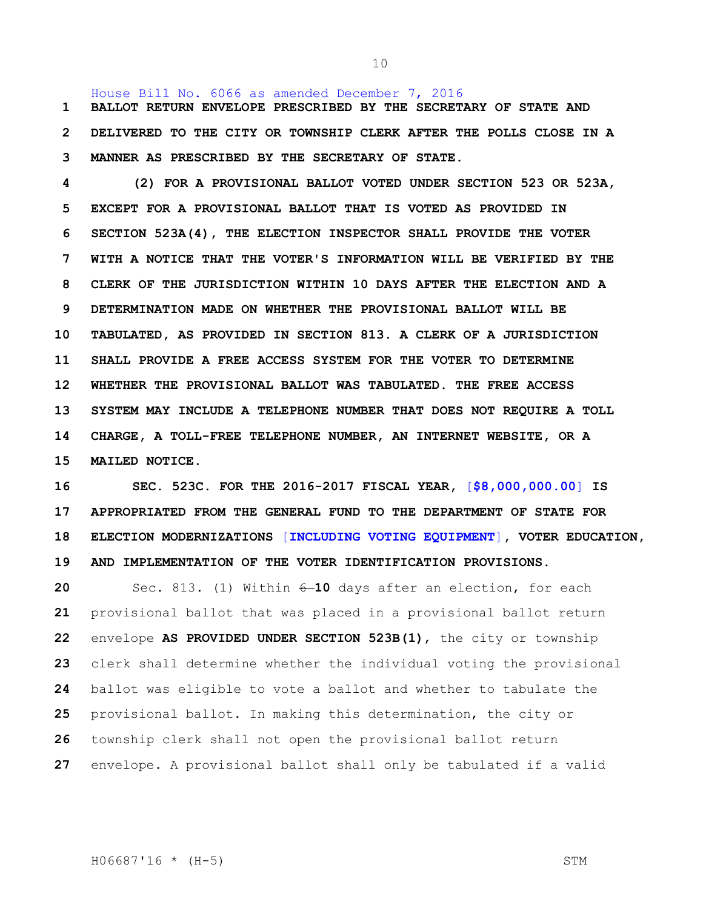House Bill No. 6066 as amended December 7, 2016

**BALLOT RETURN ENVELOPE PRESCRIBED BY THE SECRETARY OF STATE AND DELIVERED TO THE CITY OR TOWNSHIP CLERK AFTER THE POLLS CLOSE IN A MANNER AS PRESCRIBED BY THE SECRETARY OF STATE.**

**(2) FOR A PROVISIONAL BALLOT VOTED UNDER SECTION 523 OR 523A, EXCEPT FOR A PROVISIONAL BALLOT THAT IS VOTED AS PROVIDED IN SECTION 523A(4), THE ELECTION INSPECTOR SHALL PROVIDE THE VOTER WITH A NOTICE THAT THE VOTER'S INFORMATION WILL BE VERIFIED BY THE CLERK OF THE JURISDICTION WITHIN 10 DAYS AFTER THE ELECTION AND A DETERMINATION MADE ON WHETHER THE PROVISIONAL BALLOT WILL BE TABULATED, AS PROVIDED IN SECTION 813. A CLERK OF A JURISDICTION SHALL PROVIDE A FREE ACCESS SYSTEM FOR THE VOTER TO DETERMINE WHETHER THE PROVISIONAL BALLOT WAS TABULATED. THE FREE ACCESS SYSTEM MAY INCLUDE A TELEPHONE NUMBER THAT DOES NOT REQUIRE A TOLL CHARGE, A TOLL-FREE TELEPHONE NUMBER, AN INTERNET WEBSITE, OR A MAILED NOTICE.**

**SEC. 523C. FOR THE 2016-2017 FISCAL YEAR, [$8,000,000.00] IS APPROPRIATED FROM THE GENERAL FUND TO THE DEPARTMENT OF STATE FOR ELECTION MODERNIZATIONS [INCLUDING VOTING EQUIPMENT], VOTER EDUCATION, AND IMPLEMENTATION OF THE VOTER IDENTIFICATION PROVISIONS.**

Sec. 813. (1) Within ~~6~~ **10** days after an election, for each provisional ballot that was placed in a provisional ballot return envelope **AS PROVIDED UNDER SECTION 523B(1),** the city or township clerk shall determine whether the individual voting the provisional ballot was eligible to vote a ballot and whether to tabulate the provisional ballot. In making this determination, the city or township clerk shall not open the provisional ballot return envelope. A provisional ballot shall only be tabulated if a valid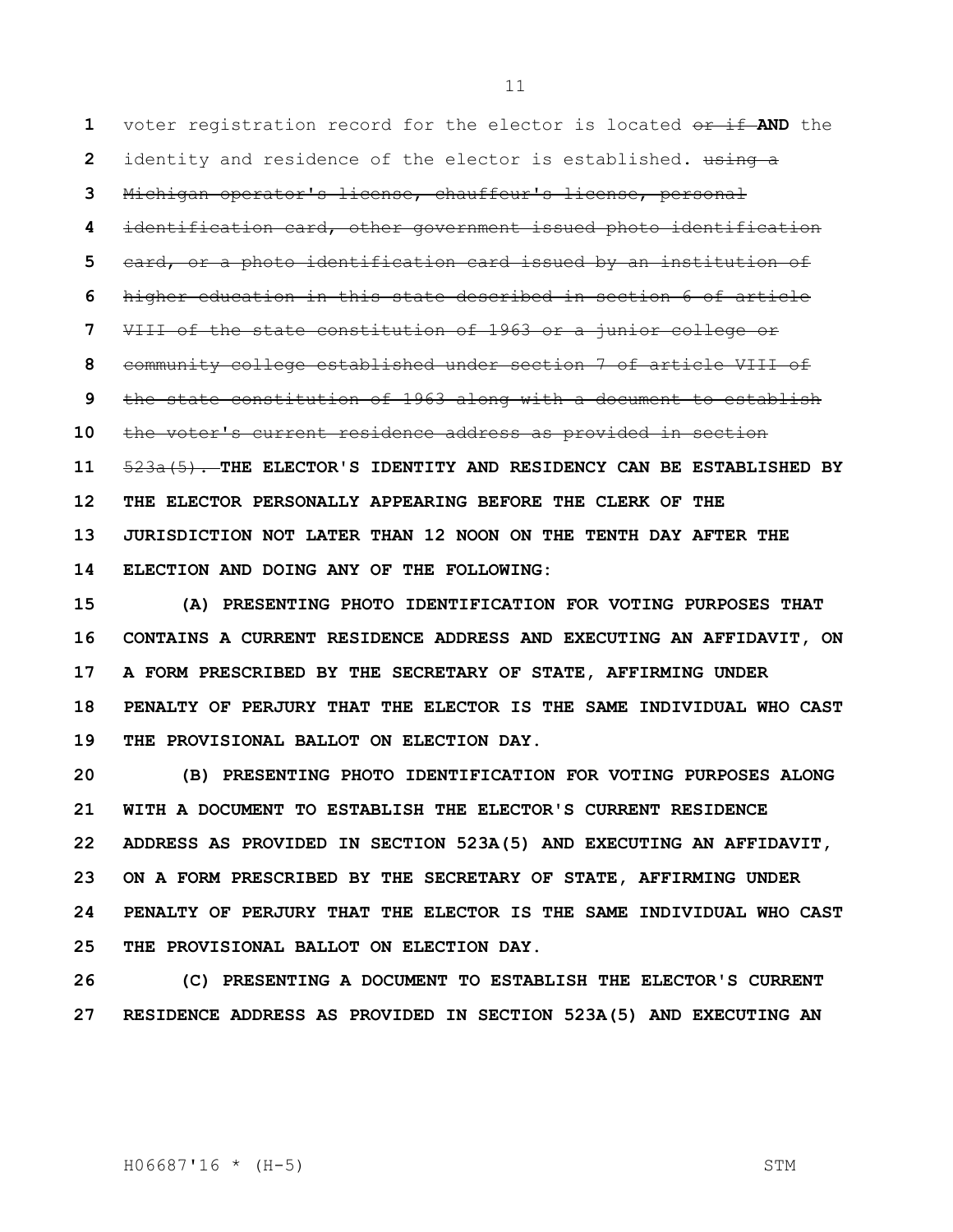voter registration record for the elector is located ~~or if~~ **AND** the identity and residence of the elector is established. ~~using a Michigan operator's license, chauffeur's license, personal identification card, other government issued photo identification card, or a photo identification card issued by an institution of higher education in this state described in section 6 of article VIII of the state constitution of 1963 or a junior college or community college established under section 7 of article VIII of the state constitution of 1963 along with a document to establish the voter's current residence address as provided in section 523a(5).~~ **THE ELECTOR'S IDENTITY AND RESIDENCY CAN BE ESTABLISHED BY THE ELECTOR PERSONALLY APPEARING BEFORE THE CLERK OF THE JURISDICTION NOT LATER THAN 12 NOON ON THE TENTH DAY AFTER THE ELECTION AND DOING ANY OF THE FOLLOWING:**

**(A) PRESENTING PHOTO IDENTIFICATION FOR VOTING PURPOSES THAT CONTAINS A CURRENT RESIDENCE ADDRESS AND EXECUTING AN AFFIDAVIT, ON A FORM PRESCRIBED BY THE SECRETARY OF STATE, AFFIRMING UNDER PENALTY OF PERJURY THAT THE ELECTOR IS THE SAME INDIVIDUAL WHO CAST THE PROVISIONAL BALLOT ON ELECTION DAY.**

**(B) PRESENTING PHOTO IDENTIFICATION FOR VOTING PURPOSES ALONG WITH A DOCUMENT TO ESTABLISH THE ELECTOR'S CURRENT RESIDENCE ADDRESS AS PROVIDED IN SECTION 523A(5) AND EXECUTING AN AFFIDAVIT, ON A FORM PRESCRIBED BY THE SECRETARY OF STATE, AFFIRMING UNDER PENALTY OF PERJURY THAT THE ELECTOR IS THE SAME INDIVIDUAL WHO CAST THE PROVISIONAL BALLOT ON ELECTION DAY.**

**(C) PRESENTING A DOCUMENT TO ESTABLISH THE ELECTOR'S CURRENT RESIDENCE ADDRESS AS PROVIDED IN SECTION 523A(5) AND EXECUTING AN**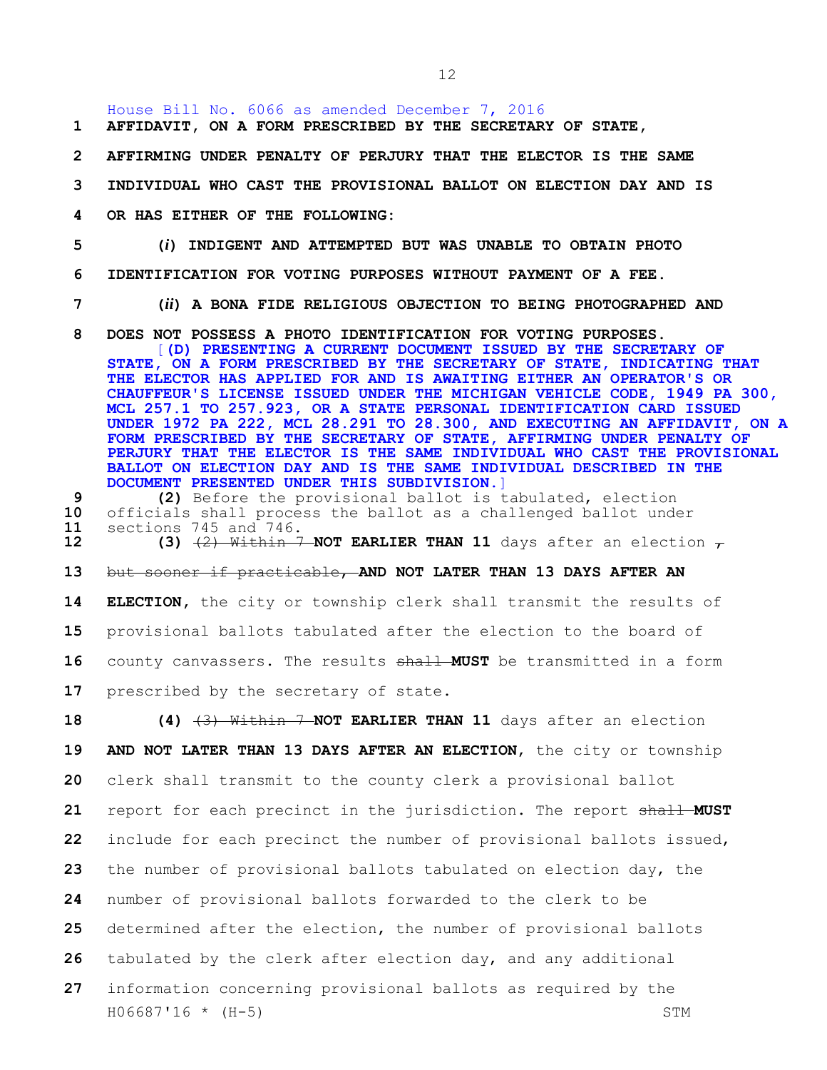House Bill No. 6066 as amended December 7, 2016

1 **AFFIDAVIT, ON A FORM PRESCRIBED BY THE SECRETARY OF STATE,**

2 **AFFIRMING UNDER PENALTY OF PERJURY THAT THE ELECTOR IS THE SAME**

3 **INDIVIDUAL WHO CAST THE PROVISIONAL BALLOT ON ELECTION DAY AND IS**

4 **OR HAS EITHER OF THE FOLLOWING:**

5 **(*i*) INDIGENT AND ATTEMPTED BUT WAS UNABLE TO OBTAIN PHOTO**

6 **IDENTIFICATION FOR VOTING PURPOSES WITHOUT PAYMENT OF A FEE.**

7 **(*ii*) A BONA FIDE RELIGIOUS OBJECTION TO BEING PHOTOGRAPHED AND**

8 **DOES NOT POSSESS A PHOTO IDENTIFICATION FOR VOTING PURPOSES.**

[**(D) PRESENTING A CURRENT DOCUMENT ISSUED BY THE SECRETARY OF STATE, ON A FORM PRESCRIBED BY THE SECRETARY OF STATE, INDICATING THAT THE ELECTOR HAS APPLIED FOR AND IS AWAITING EITHER AN OPERATOR'S OR CHAUFFEUR'S LICENSE ISSUED UNDER THE MICHIGAN VEHICLE CODE, 1949 PA 300, MCL 257.1 TO 257.923, OR A STATE PERSONAL IDENTIFICATION CARD ISSUED UNDER 1972 PA 222, MCL 28.291 TO 28.300, AND EXECUTING AN AFFIDAVIT, ON A FORM PRESCRIBED BY THE SECRETARY OF STATE, AFFIRMING UNDER PENALTY OF PERJURY THAT THE ELECTOR IS THE SAME INDIVIDUAL WHO CAST THE PROVISIONAL BALLOT ON ELECTION DAY AND IS THE SAME INDIVIDUAL DESCRIBED IN THE DOCUMENT PRESENTED UNDER THIS SUBDIVISION.**]

9 **(2)** Before the provisional ballot is tabulated, election

10 officials shall process the ballot as a challenged ballot under

11 sections 745 and 746.

12 **(3)** ~~(2) Within 7~~ **NOT EARLIER THAN 11** days after an election ~~,~~

13 ~~but sooner if practicable,~~ **AND NOT LATER THAN 13 DAYS AFTER AN**

14 **ELECTION**, the city or township clerk shall transmit the results of

15 provisional ballots tabulated after the election to the board of

16 county canvassers. The results ~~shall~~ **MUST** be transmitted in a form

17 prescribed by the secretary of state.

18 **(4)** ~~(3) Within 7~~ **NOT EARLIER THAN 11** days after an election

19 **AND NOT LATER THAN 13 DAYS AFTER AN ELECTION**, the city or township

20 clerk shall transmit to the county clerk a provisional ballot

21 report for each precinct in the jurisdiction. The report ~~shall~~ **MUST**

22 include for each precinct the number of provisional ballots issued,

23 the number of provisional ballots tabulated on election day, the

24 number of provisional ballots forwarded to the clerk to be

25 determined after the election, the number of provisional ballots

26 tabulated by the clerk after election day, and any additional

27 information concerning provisional ballots as required by the

H06687'16 * (H-5) STM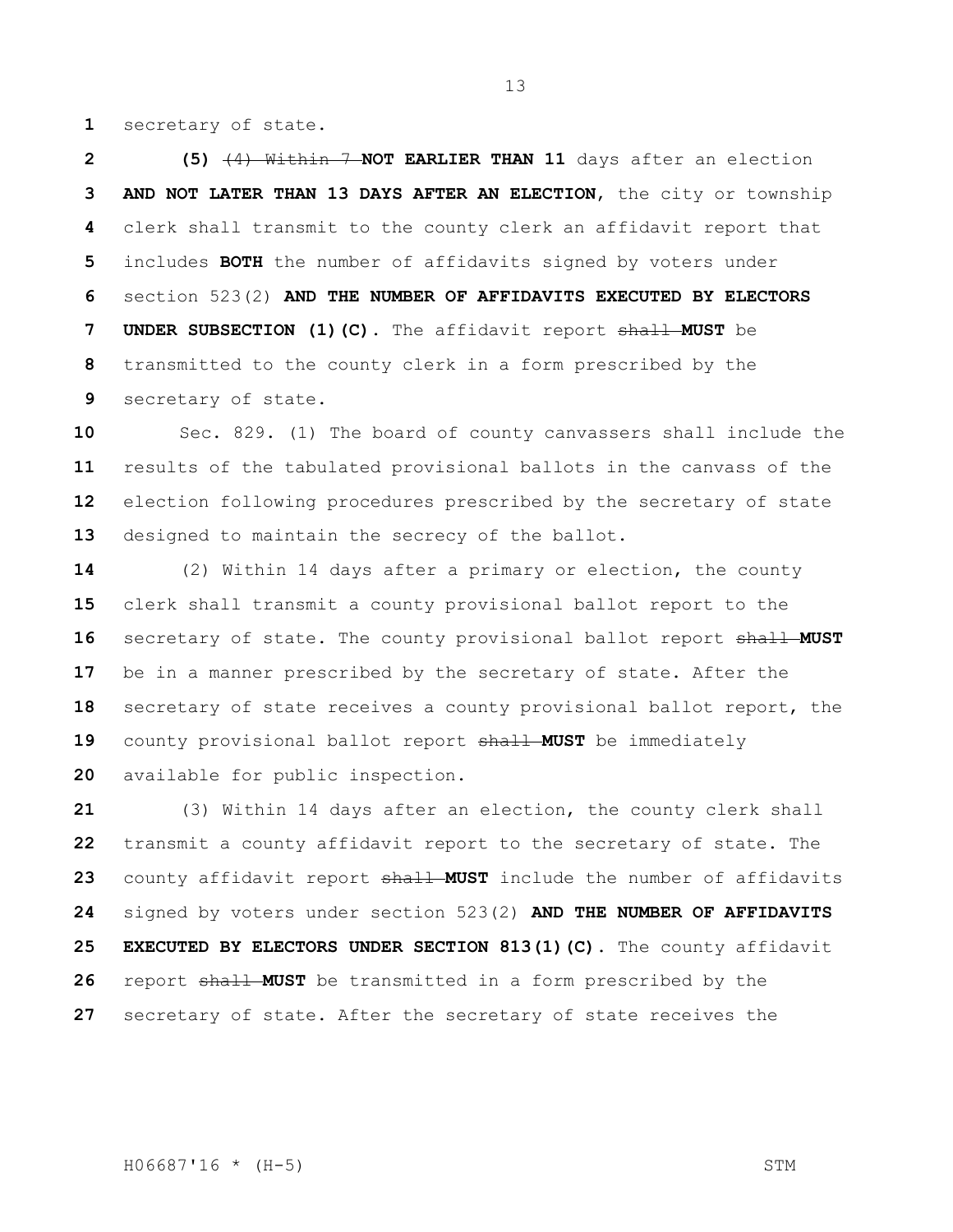secretary of state.

**(5)** ~~(4) Within 7~~ **NOT EARLIER THAN 11** days after an election **AND NOT LATER THAN 13 DAYS AFTER AN ELECTION**, the city or township clerk shall transmit to the county clerk an affidavit report that includes **BOTH** the number of affidavits signed by voters under section 523(2) **AND THE NUMBER OF AFFIDAVITS EXECUTED BY ELECTORS UNDER SUBSECTION (1)(C)**. The affidavit report ~~shall~~ **MUST** be transmitted to the county clerk in a form prescribed by the secretary of state.

Sec. 829. (1) The board of county canvassers shall include the results of the tabulated provisional ballots in the canvass of the election following procedures prescribed by the secretary of state designed to maintain the secrecy of the ballot.

(2) Within 14 days after a primary or election, the county clerk shall transmit a county provisional ballot report to the secretary of state. The county provisional ballot report ~~shall~~ **MUST** be in a manner prescribed by the secretary of state. After the secretary of state receives a county provisional ballot report, the county provisional ballot report ~~shall~~ **MUST** be immediately available for public inspection.

(3) Within 14 days after an election, the county clerk shall transmit a county affidavit report to the secretary of state. The county affidavit report ~~shall~~ **MUST** include the number of affidavits signed by voters under section 523(2) **AND THE NUMBER OF AFFIDAVITS EXECUTED BY ELECTORS UNDER SECTION 813(1)(C)**. The county affidavit report ~~shall~~ **MUST** be transmitted in a form prescribed by the secretary of state. After the secretary of state receives the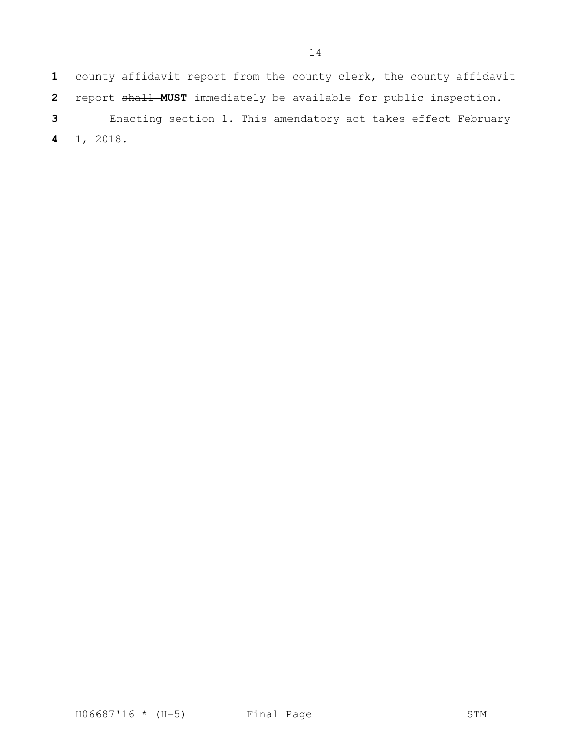county affidavit report from the county clerk, the county affidavit report ~~shall~~ **MUST** immediately be available for public inspection.

Enacting section 1. This amendatory act takes effect February 1, 2018.